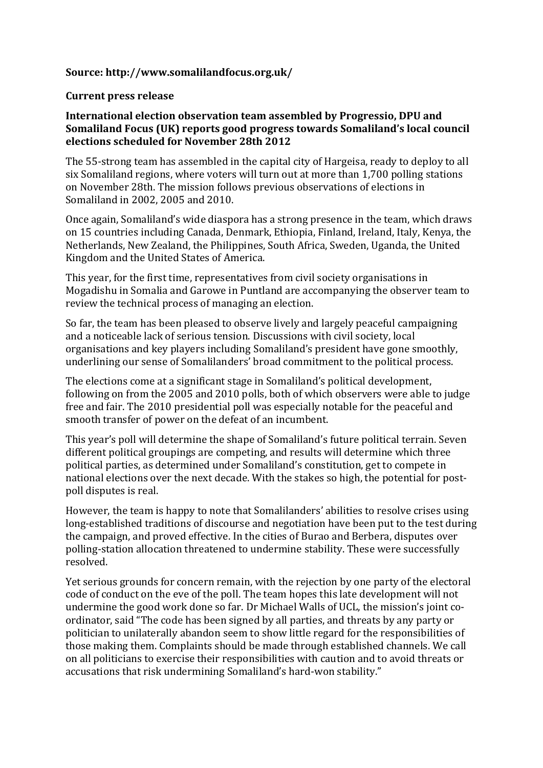**Source: http://www.somalilandfocus.org.uk/**

**Current press release**

**International election observation team assembled by Progressio, DPU and Somaliland Focus (UK) reports good progress towards Somaliland's local council elections scheduled for November 28th 2012**

The 55-strong team has assembled in the capital city of Hargeisa, ready to deploy to all six Somaliland regions, where voters will turn out at more than 1,700 polling stations on November 28th. The mission follows previous observations of elections in Somaliland in 2002, 2005 and 2010.

Once again, Somaliland's wide diaspora has a strong presence in the team, which draws on 15 countries including Canada, Denmark, Ethiopia, Finland, Ireland, Italy, Kenya, the Netherlands, New Zealand, the Philippines, South Africa, Sweden, Uganda, the United Kingdom and the United States of America.

This year, for the first time, representatives from civil society organisations in Mogadishu in Somalia and Garowe in Puntland are accompanying the observer team to review the technical process of managing an election.

So far, the team has been pleased to observe lively and largely peaceful campaigning and a noticeable lack of serious tension. Discussions with civil society, local organisations and key players including Somaliland's president have gone smoothly, underlining our sense of Somalilanders' broad commitment to the political process.

The elections come at a significant stage in Somaliland's political development, following on from the 2005 and 2010 polls, both of which observers were able to judge free and fair. The 2010 presidential poll was especially notable for the peaceful and smooth transfer of power on the defeat of an incumbent.

This year's poll will determine the shape of Somaliland's future political terrain. Seven different political groupings are competing, and results will determine which three political parties, as determined under Somaliland's constitution, get to compete in national elections over the next decade. With the stakes so high, the potential for post-poll disputes is real.

However, the team is happy to note that Somalilanders' abilities to resolve crises using long-established traditions of discourse and negotiation have been put to the test during the campaign, and proved effective. In the cities of Burao and Berbera, disputes over polling-station allocation threatened to undermine stability. These were successfully resolved.

Yet serious grounds for concern remain, with the rejection by one party of the electoral code of conduct on the eve of the poll. The team hopes this late development will not undermine the good work done so far. Dr Michael Walls of UCL, the mission's joint co-ordinator, said "The code has been signed by all parties, and threats by any party or politician to unilaterally abandon seem to show little regard for the responsibilities of those making them. Complaints should be made through established channels. We call on all politicians to exercise their responsibilities with caution and to avoid threats or accusations that risk undermining Somaliland's hard-won stability."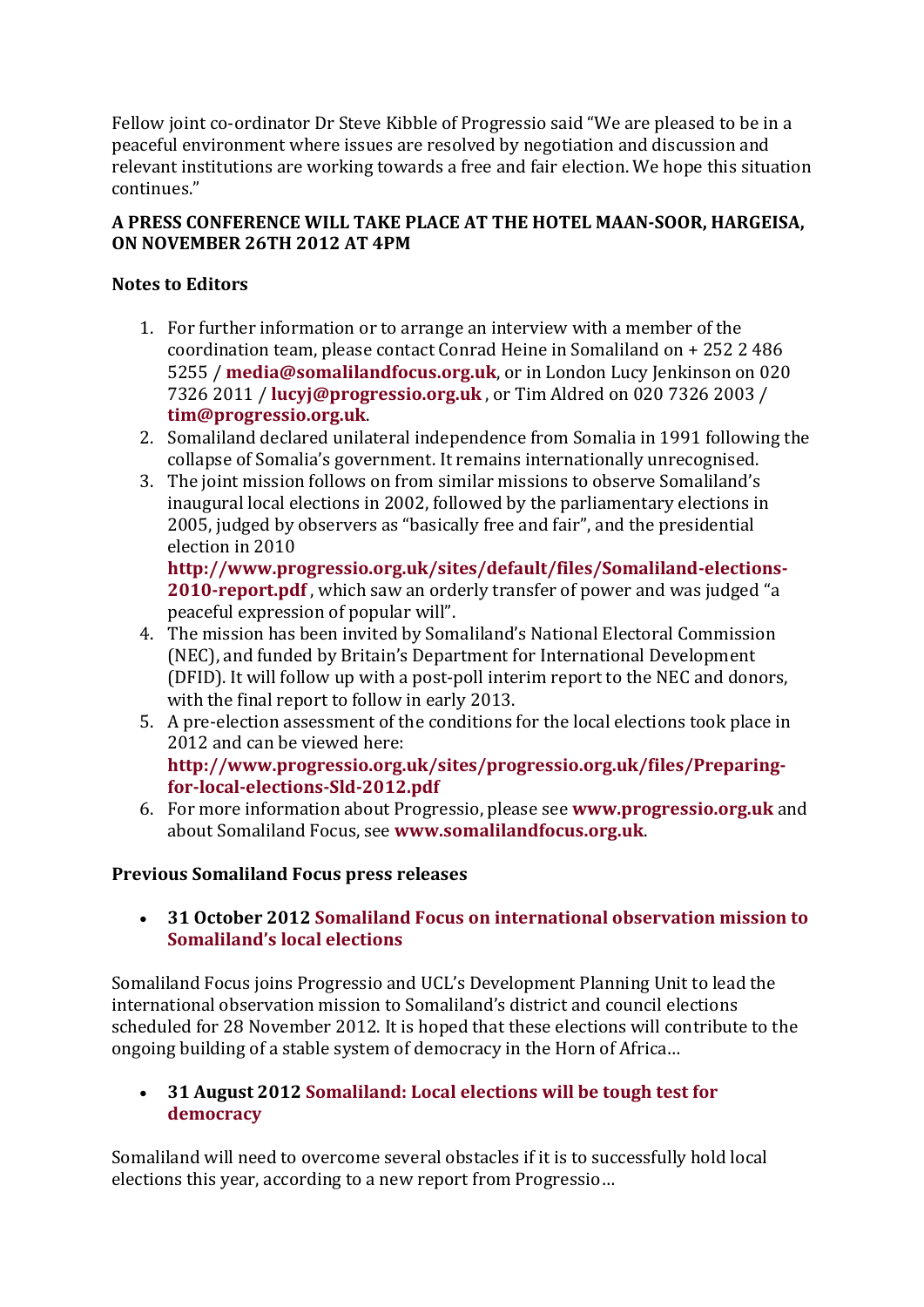Fellow joint co-ordinator Dr Steve Kibble of Progressio said "We are pleased to be in a peaceful environment where issues are resolved by negotiation and discussion and relevant institutions are working towards a free and fair election. We hope this situation continues."

**A PRESS CONFERENCE WILL TAKE PLACE AT THE HOTEL MAAN-SOOR, HARGEISA, ON NOVEMBER 26TH 2012 AT 4PM**

**Notes to Editors**

1. For further information or to arrange an interview with a member of the coordination team, please contact Conrad Heine in Somaliland on + 252 2 486 5255 / **media@somalilandfocus.org.uk**, or in London Lucy Jenkinson on 020 7326 2011 / **lucyj@progressio.org.uk** , or Tim Aldred on 020 7326 2003 / **tim@progressio.org.uk**.
2. Somaliland declared unilateral independence from Somalia in 1991 following the collapse of Somalia's government. It remains internationally unrecognised.
3. The joint mission follows on from similar missions to observe Somaliland's inaugural local elections in 2002, followed by the parliamentary elections in 2005, judged by observers as "basically free and fair", and the presidential election in 2010 **http://www.progressio.org.uk/sites/default/files/Somaliland-elections-2010-report.pdf** , which saw an orderly transfer of power and was judged "a peaceful expression of popular will".
4. The mission has been invited by Somaliland's National Electoral Commission (NEC), and funded by Britain's Department for International Development (DFID). It will follow up with a post-poll interim report to the NEC and donors, with the final report to follow in early 2013.
5. A pre-election assessment of the conditions for the local elections took place in 2012 and can be viewed here: **http://www.progressio.org.uk/sites/progressio.org.uk/files/Preparing-for-local-elections-Sld-2012.pdf**
6. For more information about Progressio, please see **www.progressio.org.uk** and about Somaliland Focus, see **www.somalilandfocus.org.uk**.

**Previous Somaliland Focus press releases**

- **31 October 2012 Somaliland Focus on international observation mission to Somaliland's local elections**

Somaliland Focus joins Progressio and UCL's Development Planning Unit to lead the international observation mission to Somaliland's district and council elections scheduled for 28 November 2012. It is hoped that these elections will contribute to the ongoing building of a stable system of democracy in the Horn of Africa…

- **31 August 2012 Somaliland: Local elections will be tough test for democracy**

Somaliland will need to overcome several obstacles if it is to successfully hold local elections this year, according to a new report from Progressio…